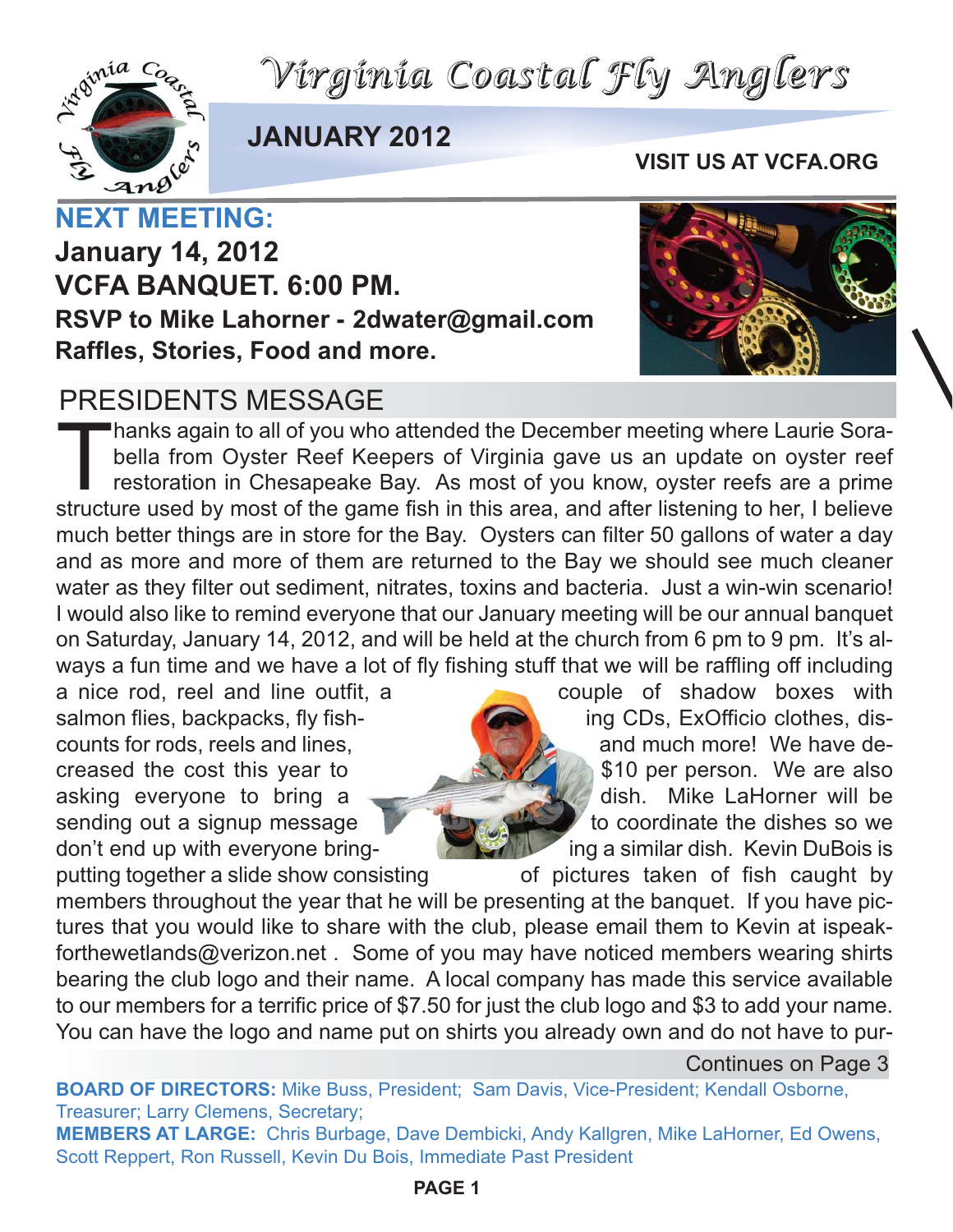# Virginia Coastal Fly Anglers

**JANUARY 2012**

**VISIT US AT VCFA.ORG**

## NEXT MEETING:

**January 14, 2012**
**VCFA BANQUET. 6:00 PM.**
**RSVP to Mike Lahorner - 2dwater@gmail.com**
**Raffles, Stories, Food and more.**

## PRESIDENTS MESSAGE

Thanks again to all of you who attended the December meeting where Laurie Sorabella from Oyster Reef Keepers of Virginia gave us an update on oyster reef restoration in Chesapeake Bay. As most of you know, oyster reefs are a prime structure used by most of the game fish in this area, and after listening to her, I believe much better things are in store for the Bay. Oysters can filter 50 gallons of water a day and as more and more of them are returned to the Bay we should see much cleaner water as they filter out sediment, nitrates, toxins and bacteria. Just a win-win scenario! I would also like to remind everyone that our January meeting will be our annual banquet on Saturday, January 14, 2012, and will be held at the church from 6 pm to 9 pm. It's always a fun time and we have a lot of fly fishing stuff that we will be raffling off including a nice rod, reel and line outfit, a couple of shadow boxes with salmon flies, backpacks, fly fishing CDs, ExOfficio clothes, discounts for rods, reels and lines, and much more! We have decreased the cost this year to $10 per person. We are also asking everyone to bring a dish. Mike LaHorner will be sending out a signup message to coordinate the dishes so we don't end up with everyone bringing a similar dish. Kevin DuBois is putting together a slide show consisting of pictures taken of fish caught by members throughout the year that he will be presenting at the banquet. If you have pictures that you would like to share with the club, please email them to Kevin at ispeakforthewetlands@verizon.net . Some of you may have noticed members wearing shirts bearing the club logo and their name. A local company has made this service available to our members for a terrific price of $7.50 for just the club logo and $3 to add your name. You can have the logo and name put on shirts you already own and do not have to pur-

Continues on Page 3

**BOARD OF DIRECTORS:** Mike Buss, President; Sam Davis, Vice-President; Kendall Osborne, Treasurer; Larry Clemens, Secretary;

**MEMBERS AT LARGE:** Chris Burbage, Dave Dembicki, Andy Kallgren, Mike LaHorner, Ed Owens, Scott Reppert, Ron Russell, Kevin Du Bois, Immediate Past President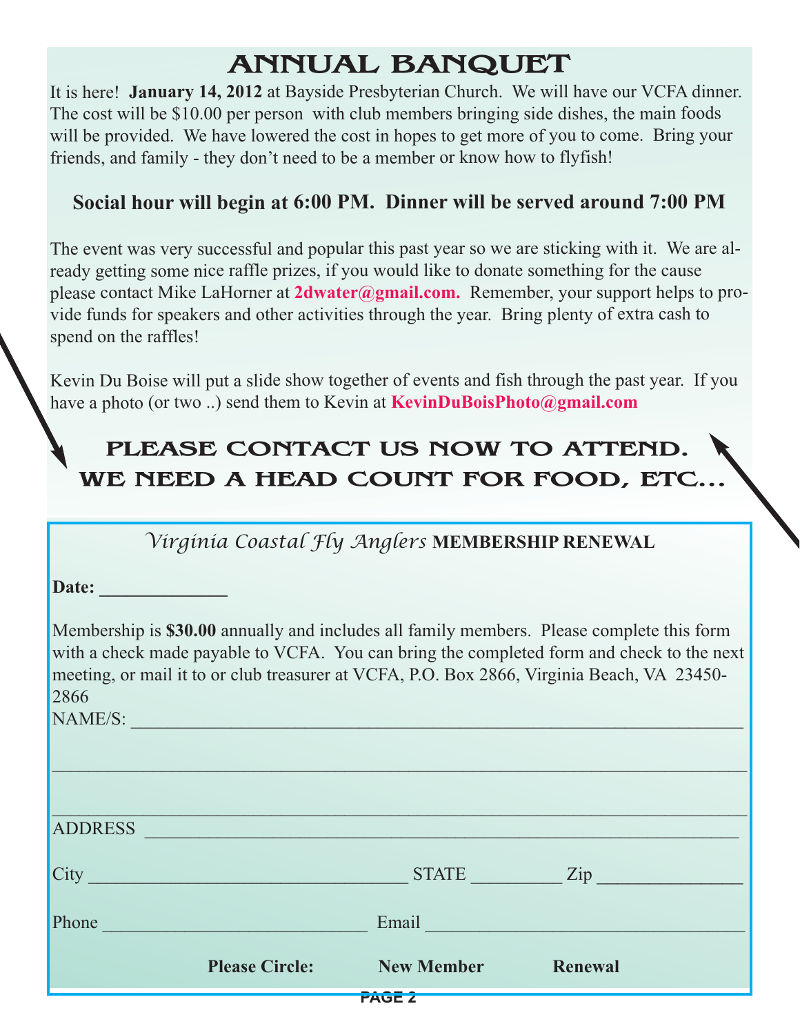# ANNUAL BANQUET

It is here! **January 14, 2012** at Bayside Presbyterian Church. We will have our VCFA dinner. The cost will be $10.00 per person with club members bringing side dishes, the main foods will be provided. We have lowered the cost in hopes to get more of you to come. Bring your friends, and family - they don't need to be a member or know how to flyfish!

**Social hour will begin at 6:00 PM. Dinner will be served around 7:00 PM**

The event was very successful and popular this past year so we are sticking with it. We are already getting some nice raffle prizes, if you would like to donate something for the cause please contact Mike LaHorner at **2dwater@gmail.com.** Remember, your support helps to provide funds for speakers and other activities through the year. Bring plenty of extra cash to spend on the raffles!

Kevin Du Boise will put a slide show together of events and fish through the past year. If you have a photo (or two ..) send them to Kevin at **KevinDuBoisPhoto@gmail.com**

## PLEASE CONTACT US NOW TO ATTEND. WE NEED A HEAD COUNT FOR FOOD, ETC...

*Virginia Coastal Fly Anglers* **MEMBERSHIP RENEWAL**

**Date:** _____________

Membership is **$30.00** annually and includes all family members. Please complete this form with a check made payable to VCFA. You can bring the completed form and check to the next meeting, or mail it to or club treasurer at VCFA, P.O. Box 2866, Virginia Beach, VA 23450-2866

NAME/S: ________________________________________________________________

________________________________________________________________________

________________________________________________________________________

ADDRESS ________________________________________________________________

City __________________________________ STATE _________ Zip _______________

Phone ____________________________ Email __________________________________

**Please Circle:** **New Member** **Renewal**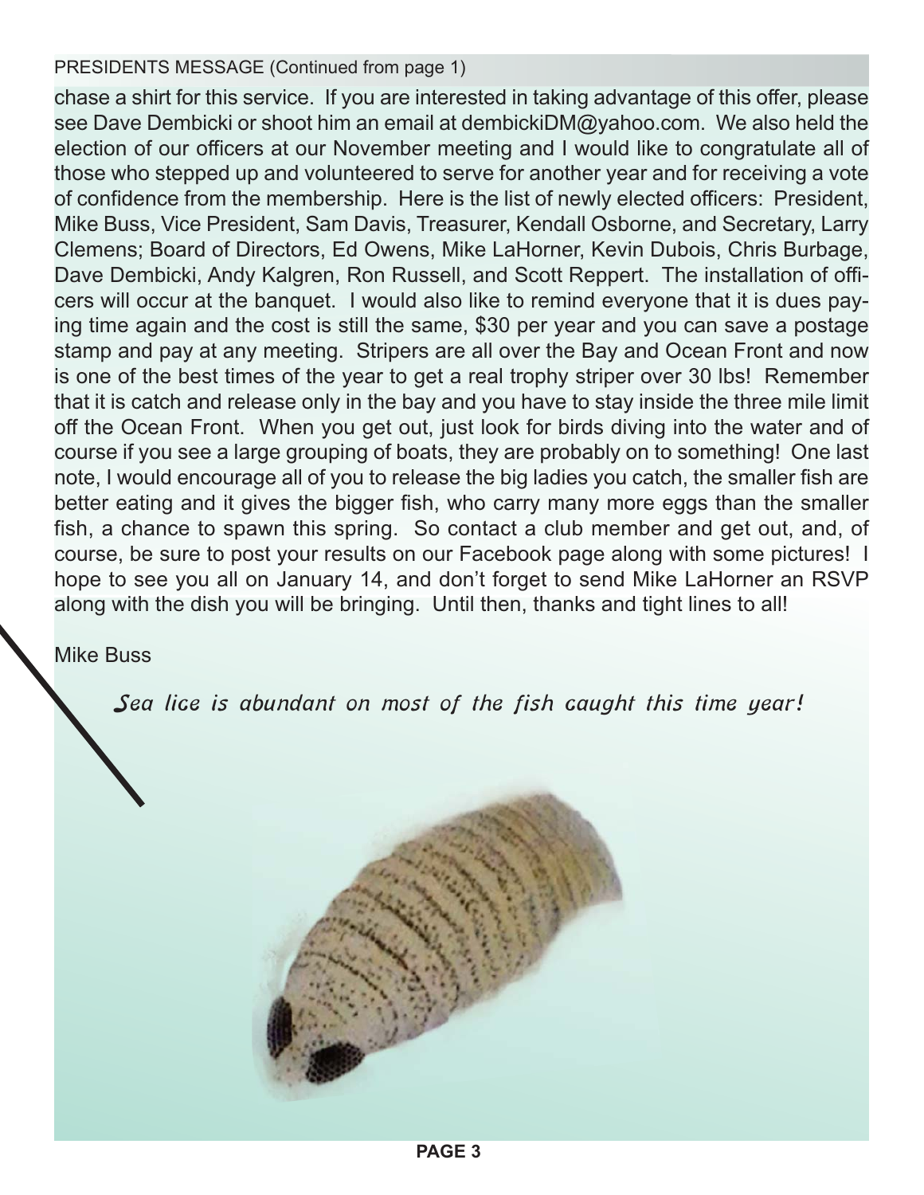PRESIDENTS MESSAGE (Continued from page 1)

chase a shirt for this service. If you are interested in taking advantage of this offer, please see Dave Dembicki or shoot him an email at dembickiDM@yahoo.com. We also held the election of our officers at our November meeting and I would like to congratulate all of those who stepped up and volunteered to serve for another year and for receiving a vote of confidence from the membership. Here is the list of newly elected officers: President, Mike Buss, Vice President, Sam Davis, Treasurer, Kendall Osborne, and Secretary, Larry Clemens; Board of Directors, Ed Owens, Mike LaHorner, Kevin Dubois, Chris Burbage, Dave Dembicki, Andy Kalgren, Ron Russell, and Scott Reppert. The installation of officers will occur at the banquet. I would also like to remind everyone that it is dues paying time again and the cost is still the same, $30 per year and you can save a postage stamp and pay at any meeting. Stripers are all over the Bay and Ocean Front and now is one of the best times of the year to get a real trophy striper over 30 lbs! Remember that it is catch and release only in the bay and you have to stay inside the three mile limit off the Ocean Front. When you get out, just look for birds diving into the water and of course if you see a large grouping of boats, they are probably on to something! One last note, I would encourage all of you to release the big ladies you catch, the smaller fish are better eating and it gives the bigger fish, who carry many more eggs than the smaller fish, a chance to spawn this spring. So contact a club member and get out, and, of course, be sure to post your results on our Facebook page along with some pictures! I hope to see you all on January 14, and don't forget to send Mike LaHorner an RSVP along with the dish you will be bringing. Until then, thanks and tight lines to all!

Mike Buss

*Sea lice is abundant on most of the fish caught this time year!*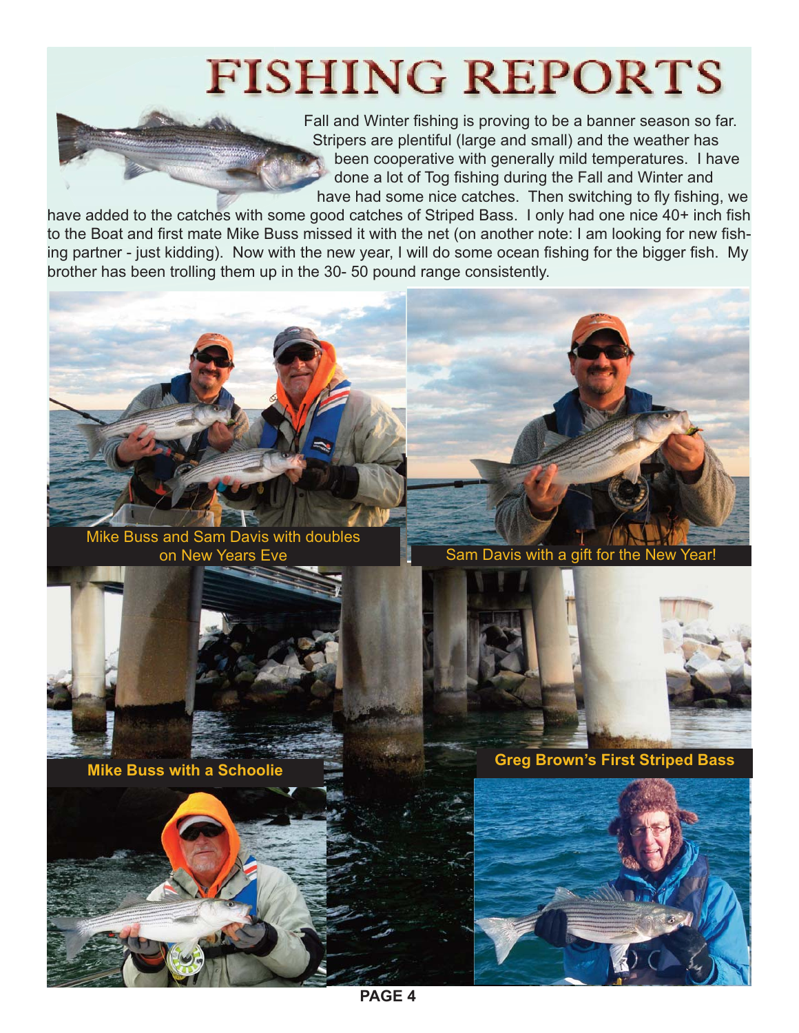# FISHING REPORTS

Fall and Winter fishing is proving to be a banner season so far. Stripers are plentiful (large and small) and the weather has been cooperative with generally mild temperatures. I have done a lot of Tog fishing during the Fall and Winter and have had some nice catches. Then switching to fly fishing, we have added to the catches with some good catches of Striped Bass. I only had one nice 40+ inch fish to the Boat and first mate Mike Buss missed it with the net (on another note: I am looking for new fishing partner - just kidding). Now with the new year, I will do some ocean fishing for the bigger fish. My brother has been trolling them up in the 30- 50 pound range consistently.

Mike Buss and Sam Davis with doubles on New Years Eve

Sam Davis with a gift for the New Year!

**Mike Buss with a Schoolie**

**Greg Brown's First Striped Bass**